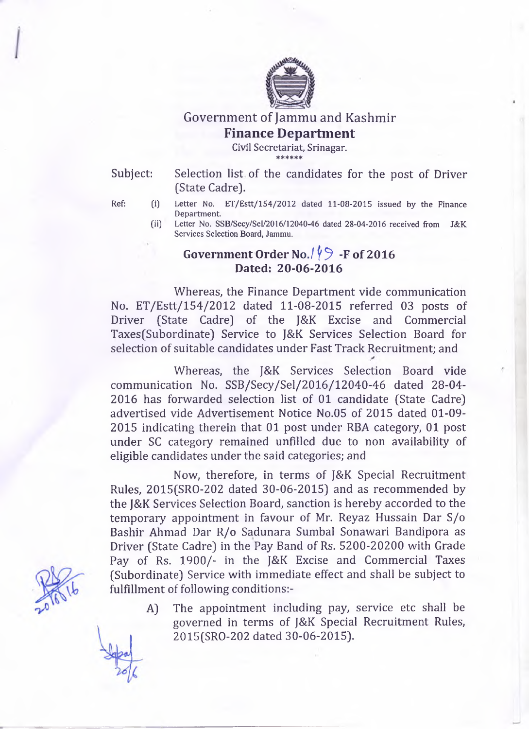# Government of Jammu and Kashmir
## Finance Department

Civil Secretariat, Srinagar.

\*\*\*\*\*\*

**Subject:** Selection list of the candidates for the post of Driver (State Cadre).

**Ref:**
- (i) Letter No. ET/Estt/154/2012 dated 11-08-2015 issued by the Finance Department.
- (ii) Letter No. SSB/Secy/Sel/2016/12040-46 dated 28-04-2016 received from J&K Services Selection Board, Jammu.

**Government Order No. 149 -F of 2016**
**Dated: 20-06-2016**

Whereas, the Finance Department vide communication No. ET/Estt/154/2012 dated 11-08-2015 referred 03 posts of Driver (State Cadre) of the J&K Excise and Commercial Taxes(Subordinate) Service to J&K Services Selection Board for selection of suitable candidates under Fast Track Recruitment; and

Whereas, the J&K Services Selection Board vide communication No. SSB/Secy/Sel/2016/12040-46 dated 28-04-2016 has forwarded selection list of 01 candidate (State Cadre) advertised vide Advertisement Notice No.05 of 2015 dated 01-09-2015 indicating therein that 01 post under RBA category, 01 post under SC category remained unfilled due to non availability of eligible candidates under the said categories; and

Now, therefore, in terms of J&K Special Recruitment Rules, 2015(SRO-202 dated 30-06-2015) and as recommended by the J&K Services Selection Board, sanction is hereby accorded to the temporary appointment in favour of Mr. Reyaz Hussain Dar S/o Bashir Ahmad Dar R/o Sadunara Sumbal Sonawari Bandipora as Driver (State Cadre) in the Pay Band of Rs. 5200-20200 with Grade Pay of Rs. 1900/- in the J&K Excise and Commercial Taxes (Subordinate) Service with immediate effect and shall be subject to fulfillment of following conditions:-

A) The appointment including pay, service etc shall be governed in terms of J&K Special Recruitment Rules, 2015(SRO-202 dated 30-06-2015).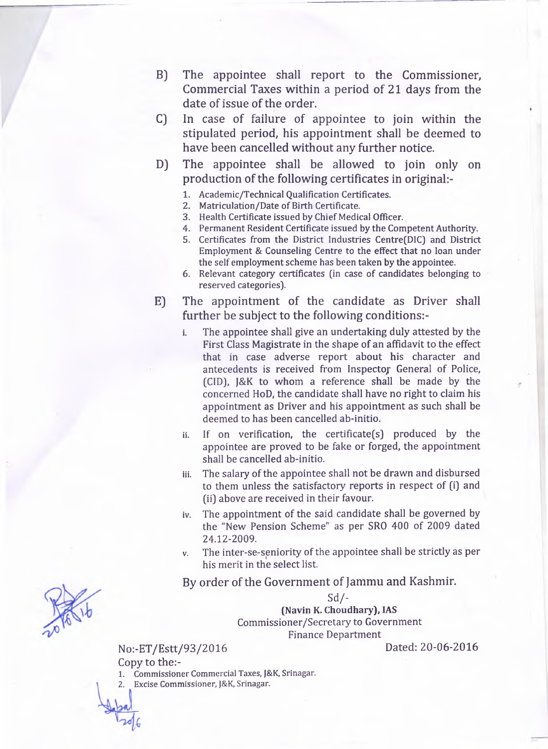B) The appointee shall report to the Commissioner, Commercial Taxes within a period of 21 days from the date of issue of the order.

C) In case of failure of appointee to join within the stipulated period, his appointment shall be deemed to have been cancelled without any further notice.

D) The appointee shall be allowed to join only on production of the following certificates in original:-

1. Academic/Technical Qualification Certificates.
2. Matriculation/Date of Birth Certificate.
3. Health Certificate issued by Chief Medical Officer.
4. Permanent Resident Certificate issued by the Competent Authority.
5. Certificates from the District Industries Centre(DIC) and District Employment & Counseling Centre to the effect that no loan under the self employment scheme has been taken by the appointee.
6. Relevant category certificates (in case of candidates belonging to reserved categories).

E) The appointment of the candidate as Driver shall further be subject to the following conditions:-

i. The appointee shall give an undertaking duly attested by the First Class Magistrate in the shape of an affidavit to the effect that in case adverse report about his character and antecedents is received from Inspector General of Police, (CID), J&K to whom a reference shall be made by the concerned HoD, the candidate shall have no right to claim his appointment as Driver and his appointment as such shall be deemed to has been cancelled ab-initio.

ii. If on verification, the certificate(s) produced by the appointee are proved to be fake or forged, the appointment shall be cancelled ab-initio.

iii. The salary of the appointee shall not be drawn and disbursed to them unless the satisfactory reports in respect of (i) and (ii) above are received in their favour.

iv. The appointment of the said candidate shall be governed by the "New Pension Scheme" as per SRO 400 of 2009 dated 24.12-2009.

v. The inter-se-seniority of the appointee shall be strictly as per his merit in the select list.

By order of the Government of Jammu and Kashmir.

Sd/-

**(Navin K. Choudhary), IAS**

Commissioner/Secretary to Government

Finance Department

No:-ET/Estt/93/2016 Dated: 20-06-2016

Copy to the:-

1. Commissioner Commercial Taxes, J&K, Srinagar.
2. Excise Commissioner, J&K, Srinagar.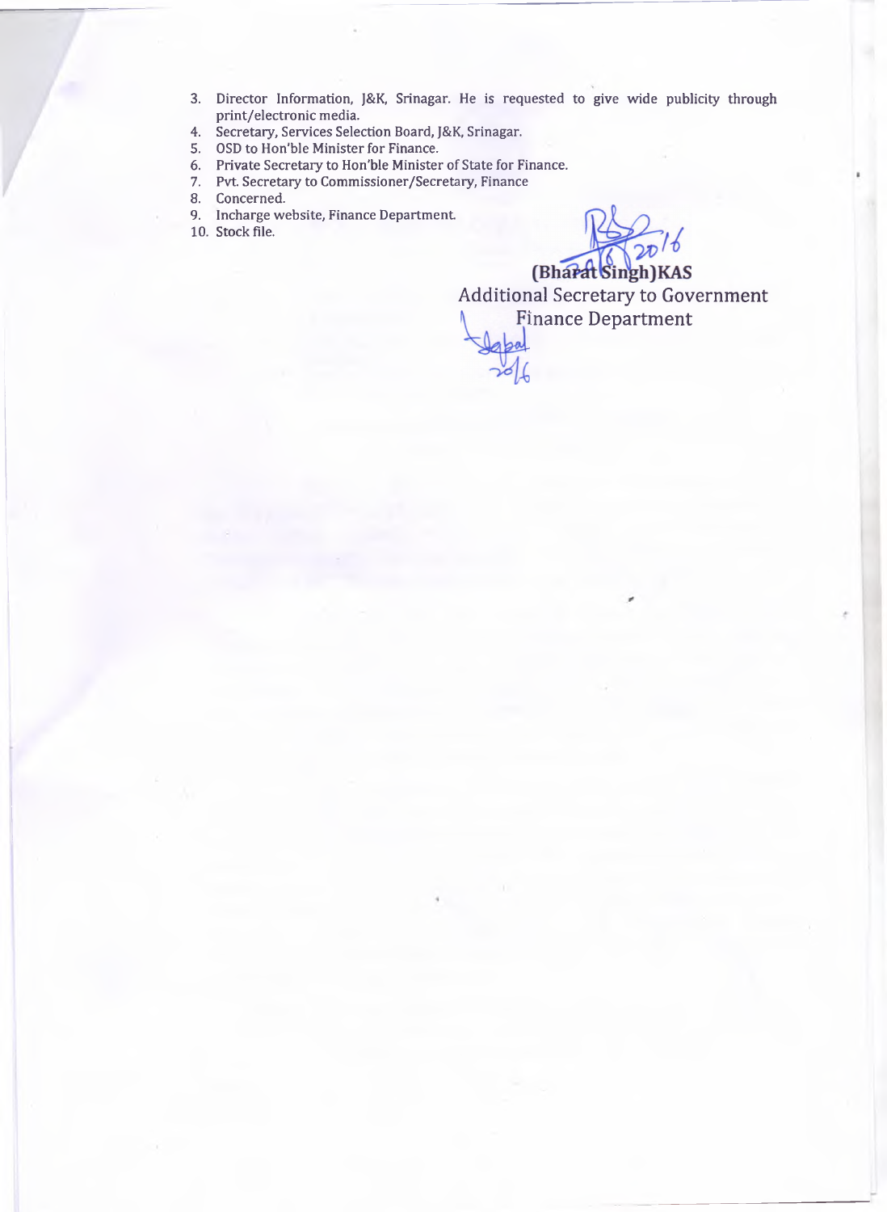3. Director Information, J&K, Srinagar. He is requested to give wide publicity through print/electronic media.
4. Secretary, Services Selection Board, J&K, Srinagar.
5. OSD to Hon'ble Minister for Finance.
6. Private Secretary to Hon'ble Minister of State for Finance.
7. Pvt. Secretary to Commissioner/Secretary, Finance
8. Concerned.
9. Incharge website, Finance Department.
10. Stock file.

**(Bharat Singh)KAS**
Additional Secretary to Government
Finance Department